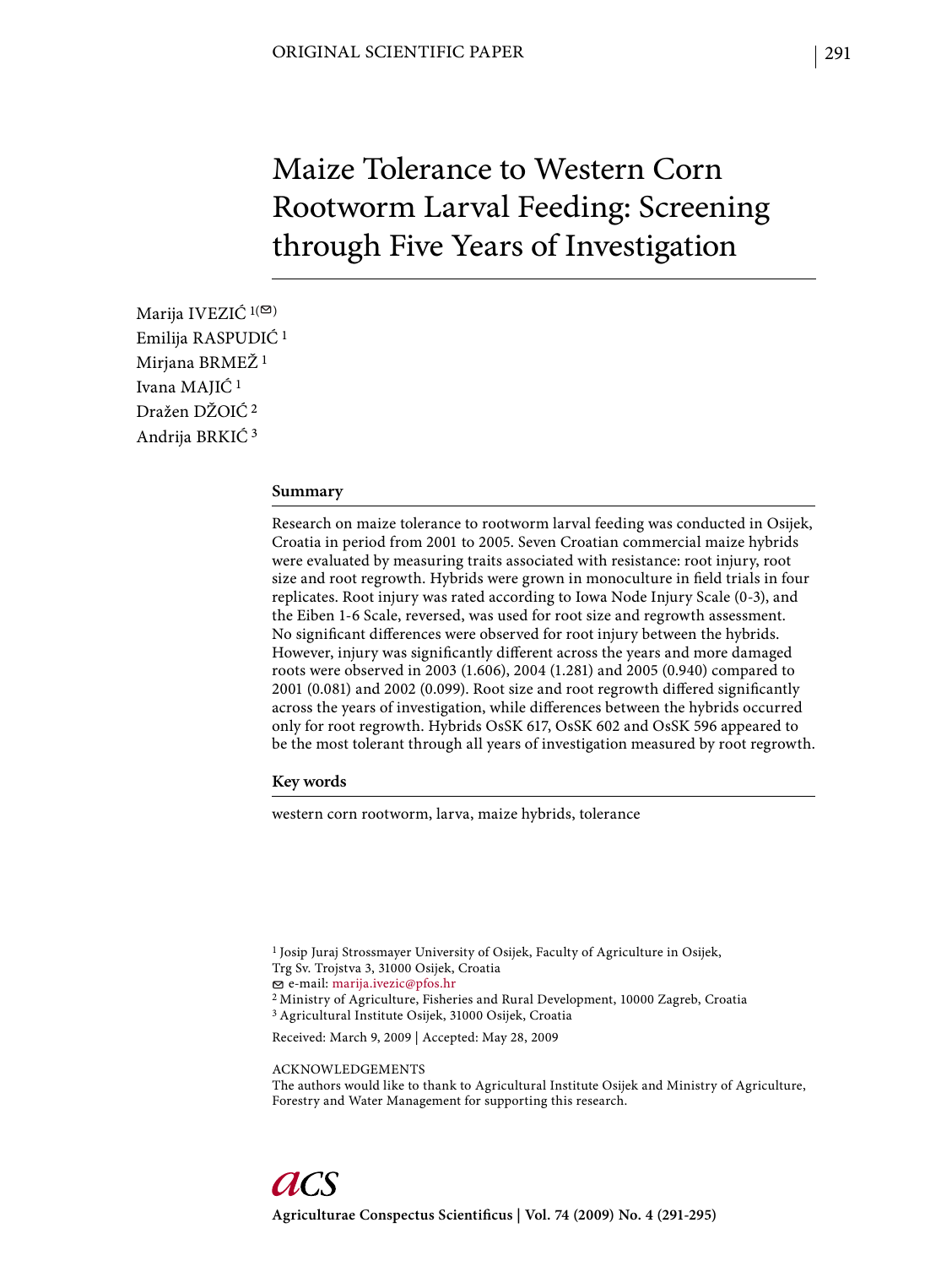# Maize Tolerance to Western Corn Rootworm Larval Feeding: Screening through Five Years of Investigation

Marija IVEZIĆ [1(✉)]
Emilija RASPUDIĆ [1]
Mirjana BRMEŽ [1]
Ivana MAJIĆ [1]
Dražen DŽOIĆ [2]
Andrija BRKIĆ [3]

## Summary

Research on maize tolerance to rootworm larval feeding was conducted in Osijek, Croatia in period from 2001 to 2005. Seven Croatian commercial maize hybrids were evaluated by measuring traits associated with resistance: root injury, root size and root regrowth. Hybrids were grown in monoculture in field trials in four replicates. Root injury was rated according to Iowa Node Injury Scale (0-3), and the Eiben 1-6 Scale, reversed, was used for root size and regrowth assessment. No significant differences were observed for root injury between the hybrids. However, injury was significantly different across the years and more damaged roots were observed in 2003 (1.606), 2004 (1.281) and 2005 (0.940) compared to 2001 (0.081) and 2002 (0.099). Root size and root regrowth differed significantly across the years of investigation, while differences between the hybrids occurred only for root regrowth. Hybrids OsSK 617, OsSK 602 and OsSK 596 appeared to be the most tolerant through all years of investigation measured by root regrowth.

## Key words

western corn rootworm, larva, maize hybrids, tolerance

[1] Josip Juraj Strossmayer University of Osijek, Faculty of Agriculture in Osijek, Trg Sv. Trojstva 3, 31000 Osijek, Croatia
✉ e-mail: marija.ivezic@pfos.hr
[2] Ministry of Agriculture, Fisheries and Rural Development, 10000 Zagreb, Croatia
[3] Agricultural Institute Osijek, 31000 Osijek, Croatia

Received: March 9, 2009 | Accepted: May 28, 2009

ACKNOWLEDGEMENTS
The authors would like to thank to Agricultural Institute Osijek and Ministry of Agriculture, Forestry and Water Management for supporting this research.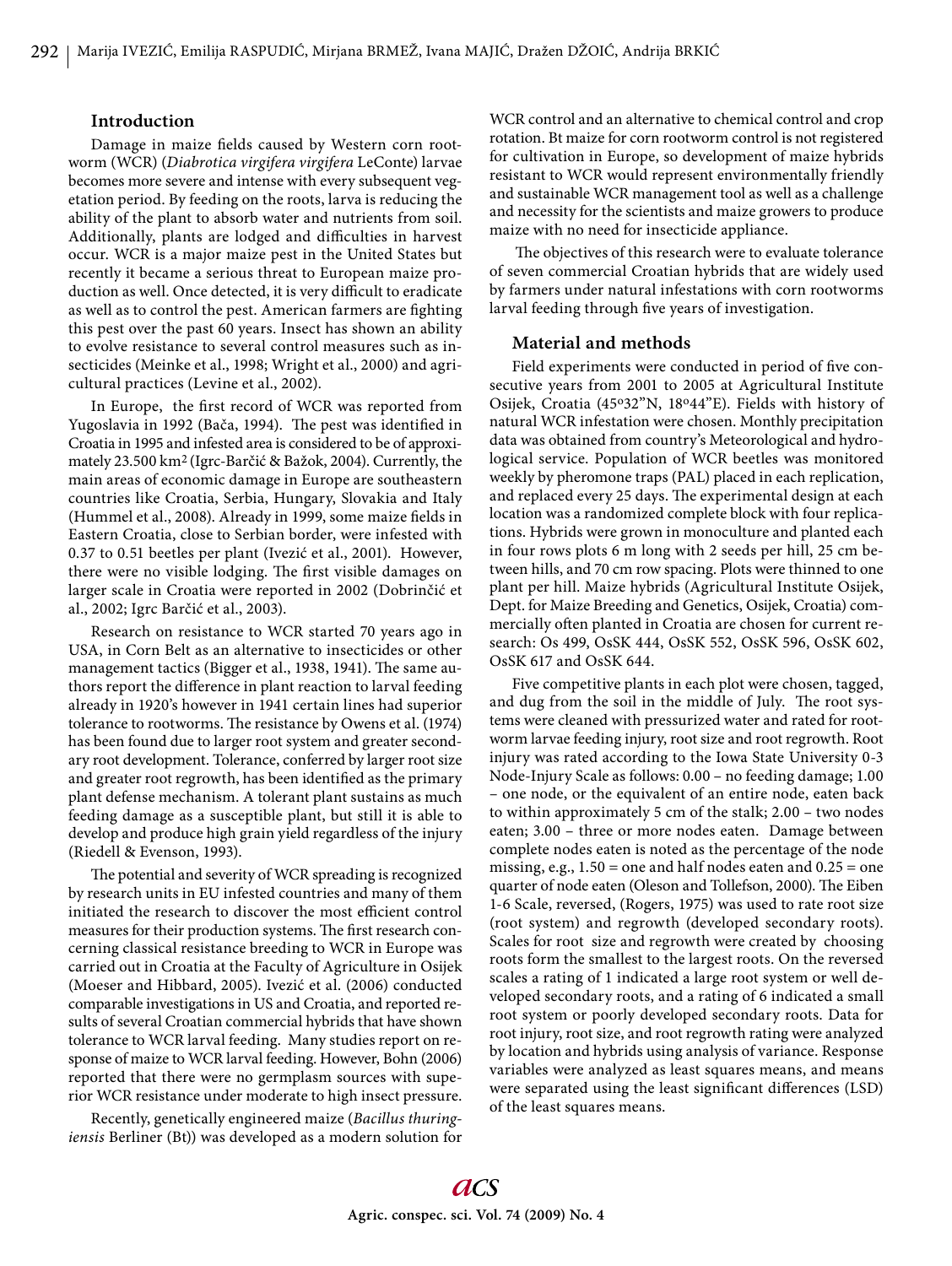## Introduction

Damage in maize fields caused by Western corn rootworm (WCR) (*Diabrotica virgifera virgifera* LeConte) larvae becomes more severe and intense with every subsequent vegetation period. By feeding on the roots, larva is reducing the ability of the plant to absorb water and nutrients from soil. Additionally, plants are lodged and difficulties in harvest occur. WCR is a major maize pest in the United States but recently it became a serious threat to European maize production as well. Once detected, it is very difficult to eradicate as well as to control the pest. American farmers are fighting this pest over the past 60 years. Insect has shown an ability to evolve resistance to several control measures such as insecticides (Meinke et al., 1998; Wright et al., 2000) and agricultural practices (Levine et al., 2002).

In Europe, the first record of WCR was reported from Yugoslavia in 1992 (Bača, 1994). The pest was identified in Croatia in 1995 and infested area is considered to be of approximately 23.500 $km^2$ (Igrc-Barčić & Bažok, 2004). Currently, the main areas of economic damage in Europe are southeastern countries like Croatia, Serbia, Hungary, Slovakia and Italy (Hummel et al., 2008). Already in 1999, some maize fields in Eastern Croatia, close to Serbian border, were infested with 0.37 to 0.51 beetles per plant (Ivezić et al., 2001). However, there were no visible lodging. The first visible damages on larger scale in Croatia were reported in 2002 (Dobrinčić et al., 2002; Igrc Barčić et al., 2003).

Research on resistance to WCR started 70 years ago in USA, in Corn Belt as an alternative to insecticides or other management tactics (Bigger et al., 1938, 1941). The same authors report the difference in plant reaction to larval feeding already in 1920's however in 1941 certain lines had superior tolerance to rootworms. The resistance by Owens et al. (1974) has been found due to larger root system and greater secondary root development. Tolerance, conferred by larger root size and greater root regrowth, has been identified as the primary plant defense mechanism. A tolerant plant sustains as much feeding damage as a susceptible plant, but still it is able to develop and produce high grain yield regardless of the injury (Riedell & Evenson, 1993).

The potential and severity of WCR spreading is recognized by research units in EU infested countries and many of them initiated the research to discover the most efficient control measures for their production systems. The first research concerning classical resistance breeding to WCR in Europe was carried out in Croatia at the Faculty of Agriculture in Osijek (Moeser and Hibbard, 2005). Ivezić et al. (2006) conducted comparable investigations in US and Croatia, and reported results of several Croatian commercial hybrids that have shown tolerance to WCR larval feeding. Many studies report on response of maize to WCR larval feeding. However, Bohn (2006) reported that there were no germplasm sources with superior WCR resistance under moderate to high insect pressure.

Recently, genetically engineered maize (*Bacillus thuringiensis* Berliner (Bt)) was developed as a modern solution for WCR control and an alternative to chemical control and crop rotation. Bt maize for corn rootworm control is not registered for cultivation in Europe, so development of maize hybrids resistant to WCR would represent environmentally friendly and sustainable WCR management tool as well as a challenge and necessity for the scientists and maize growers to produce maize with no need for insecticide appliance.

The objectives of this research were to evaluate tolerance of seven commercial Croatian hybrids that are widely used by farmers under natural infestations with corn rootworms larval feeding through five years of investigation.

## Material and methods

Field experiments were conducted in period of five consecutive years from 2001 to 2005 at Agricultural Institute Osijek, Croatia (45º32"N, 18º44"E). Fields with history of natural WCR infestation were chosen. Monthly precipitation data was obtained from country's Meteorological and hydrological service. Population of WCR beetles was monitored weekly by pheromone traps (PAL) placed in each replication, and replaced every 25 days. The experimental design at each location was a randomized complete block with four replications. Hybrids were grown in monoculture and planted each in four rows plots 6 m long with 2 seeds per hill, 25 cm between hills, and 70 cm row spacing. Plots were thinned to one plant per hill. Maize hybrids (Agricultural Institute Osijek, Dept. for Maize Breeding and Genetics, Osijek, Croatia) commercially often planted in Croatia are chosen for current research: Os 499, OsSK 444, OsSK 552, OsSK 596, OsSK 602, OsSK 617 and OsSK 644.

Five competitive plants in each plot were chosen, tagged, and dug from the soil in the middle of July. The root systems were cleaned with pressurized water and rated for rootworm larvae feeding injury, root size and root regrowth. Root injury was rated according to the Iowa State University 0-3 Node-Injury Scale as follows: 0.00 – no feeding damage; 1.00 – one node, or the equivalent of an entire node, eaten back to within approximately 5 cm of the stalk; 2.00 – two nodes eaten; 3.00 – three or more nodes eaten. Damage between complete nodes eaten is noted as the percentage of the node missing, e.g., 1.50 = one and half nodes eaten and 0.25 = one quarter of node eaten (Oleson and Tollefson, 2000). The Eiben 1-6 Scale, reversed, (Rogers, 1975) was used to rate root size (root system) and regrowth (developed secondary roots). Scales for root size and regrowth were created by choosing roots form the smallest to the largest roots. On the reversed scales a rating of 1 indicated a large root system or well developed secondary roots, and a rating of 6 indicated a small root system or poorly developed secondary roots. Data for root injury, root size, and root regrowth rating were analyzed by location and hybrids using analysis of variance. Response variables were analyzed as least squares means, and means were separated using the least significant differences (LSD) of the least squares means.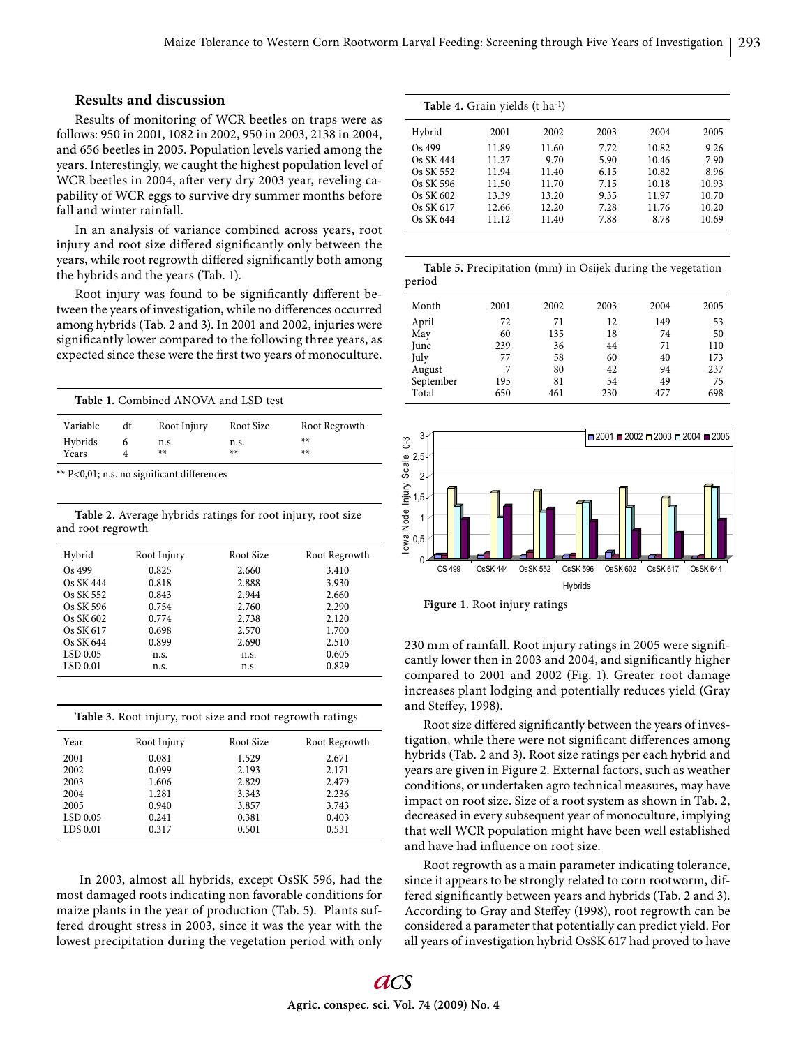## Results and discussion

Results of monitoring of WCR beetles on traps were as follows: 950 in 2001, 1082 in 2002, 950 in 2003, 2138 in 2004, and 656 beetles in 2005. Population levels varied among the years. Interestingly, we caught the highest population level of WCR beetles in 2004, after very dry 2003 year, reveling capability of WCR eggs to survive dry summer months before fall and winter rainfall.

In an analysis of variance combined across years, root injury and root size differed significantly only between the years, while root regrowth differed significantly both among the hybrids and the years (Tab. 1).

Root injury was found to be significantly different between the years of investigation, while no differences occurred among hybrids (Tab. 2 and 3). In 2001 and 2002, injuries were significantly lower compared to the following three years, as expected since these were the first two years of monoculture.

**Table 1.** Combined ANOVA and LSD test

| Variable | df | Root Injury | Root Size | Root Regrowth |
|---|---|---|---|---|
| Hybrids | 6 | n.s. | n.s. | ** |
| Years | 4 | ** | ** | ** |

** P<0,01; n.s. no significant differences

**Table 2.** Average hybrids ratings for root injury, root size and root regrowth

| Hybrid | Root Injury | Root Size | Root Regrowth |
|---|---|---|---|
| Os 499 | 0.825 | 2.660 | 3.410 |
| Os SK 444 | 0.818 | 2.888 | 3.930 |
| Os SK 552 | 0.843 | 2.944 | 2.660 |
| Os SK 596 | 0.754 | 2.760 | 2.290 |
| Os SK 602 | 0.774 | 2.738 | 2.120 |
| Os SK 617 | 0.698 | 2.570 | 1.700 |
| Os SK 644 | 0.899 | 2.690 | 2.510 |
| LSD 0.05 | n.s. | n.s. | 0.605 |
| LSD 0.01 | n.s. | n.s. | 0.829 |

**Table 3.** Root injury, root size and root regrowth ratings

| Year | Root Injury | Root Size | Root Regrowth |
|---|---|---|---|
| 2001 | 0.081 | 1.529 | 2.671 |
| 2002 | 0.099 | 2.193 | 2.171 |
| 2003 | 1.606 | 2.829 | 2.479 |
| 2004 | 1.281 | 3.343 | 2.236 |
| 2005 | 0.940 | 3.857 | 3.743 |
| LSD 0.05 | 0.241 | 0.381 | 0.403 |
| LDS 0.01 | 0.317 | 0.501 | 0.531 |

In 2003, almost all hybrids, except OsSK 596, had the most damaged roots indicating non favorable conditions for maize plants in the year of production (Tab. 5). Plants suffered drought stress in 2003, since it was the year with the lowest precipitation during the vegetation period with only 230 mm of rainfall. Root injury ratings in 2005 were significantly lower then in 2003 and 2004, and significantly higher compared to 2001 and 2002 (Fig. 1). Greater root damage increases plant lodging and potentially reduces yield (Gray and Steffey, 1998).

**Table 4.** Grain yields (t ha$^{-1}$)

| Hybrid | 2001 | 2002 | 2003 | 2004 | 2005 |
|---|---|---|---|---|---|
| Os 499 | 11.89 | 11.60 | 7.72 | 10.82 | 9.26 |
| Os SK 444 | 11.27 | 9.70 | 5.90 | 10.46 | 7.90 |
| Os SK 552 | 11.94 | 11.40 | 6.15 | 10.82 | 8.96 |
| Os SK 596 | 11.50 | 11.70 | 7.15 | 10.18 | 10.93 |
| Os SK 602 | 13.39 | 13.20 | 9.35 | 11.97 | 10.70 |
| Os SK 617 | 12.66 | 12.20 | 7.28 | 11.76 | 10.20 |
| Os SK 644 | 11.12 | 11.40 | 7.88 | 8.78 | 10.69 |

**Table 5.** Precipitation (mm) in Osijek during the vegetation period

| Month | 2001 | 2002 | 2003 | 2004 | 2005 |
|---|---|---|---|---|---|
| April | 72 | 71 | 12 | 149 | 53 |
| May | 60 | 135 | 18 | 74 | 50 |
| June | 239 | 36 | 44 | 71 | 110 |
| July | 77 | 58 | 60 | 40 | 173 |
| August | 7 | 80 | 42 | 94 | 237 |
| September | 195 | 81 | 54 | 49 | 75 |
| Total | 650 | 461 | 230 | 477 | 698 |

**Figure 1.** Root injury ratings

Root size differed significantly between the years of investigation, while there were not significant differences among hybrids (Tab. 2 and 3). Root size ratings per each hybrid and years are given in Figure 2. External factors, such as weather conditions, or undertaken agro technical measures, may have impact on root size. Size of a root system as shown in Tab. 2, decreased in every subsequent year of monoculture, implying that well WCR population might have been well established and have had influence on root size.

Root regrowth as a main parameter indicating tolerance, since it appears to be strongly related to corn rootworm, differed significantly between years and hybrids (Tab. 2 and 3). According to Gray and Steffey (1998), root regrowth can be considered a parameter that potentially can predict yield. For all years of investigation hybrid OsSK 617 had proved to have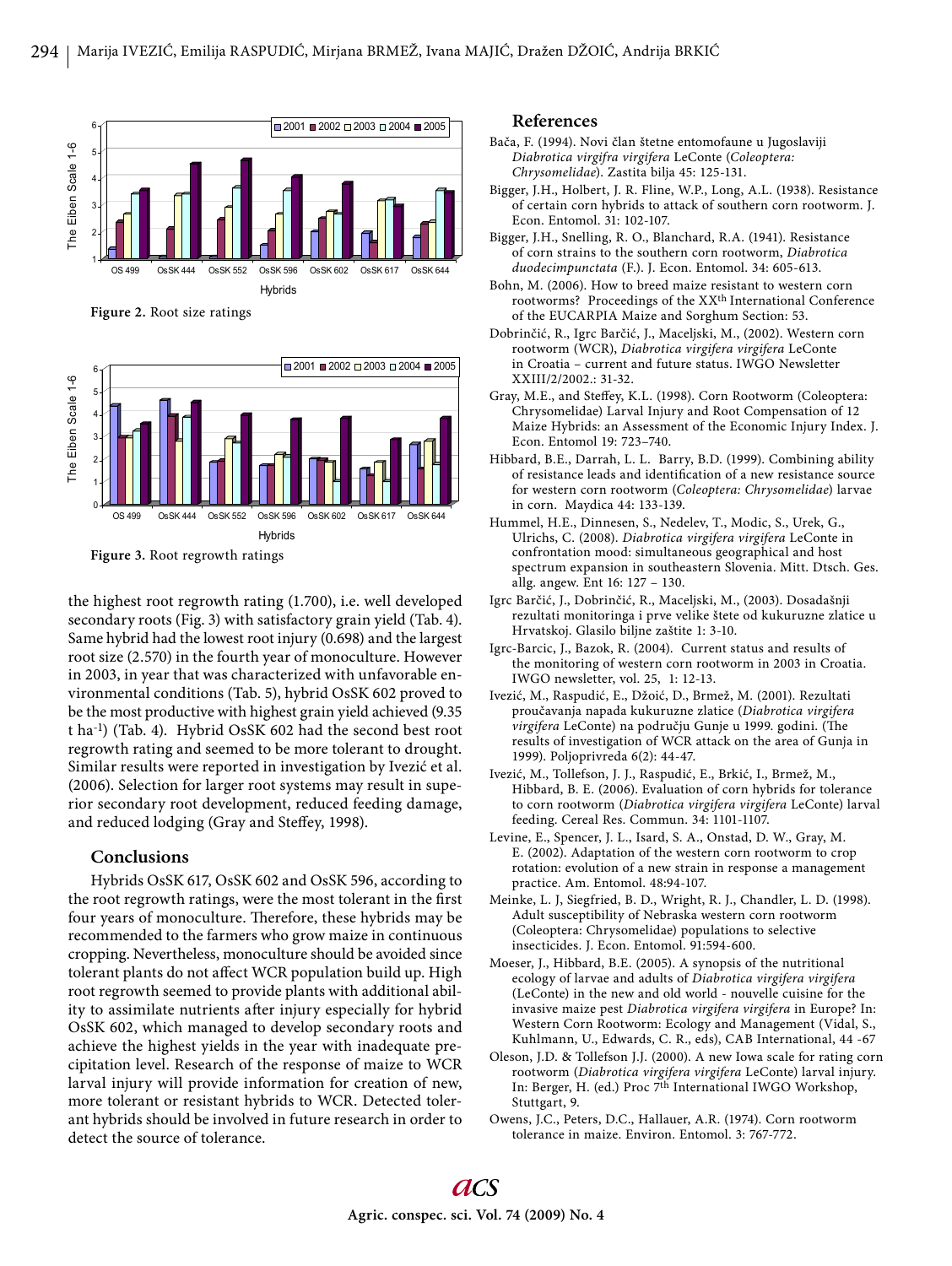Figure 2. Root size ratings

Figure 3. Root regrowth ratings

the highest root regrowth rating (1.700), i.e. well developed secondary roots (Fig. 3) with satisfactory grain yield (Tab. 4). Same hybrid had the lowest root injury (0.698) and the largest root size (2.570) in the fourth year of monoculture. However in 2003, in year that was characterized with unfavorable environmental conditions (Tab. 5), hybrid OsSK 602 proved to be the most productive with highest grain yield achieved (9.35 t ha$^{-1}$) (Tab. 4). Hybrid OsSK 602 had the second best root regrowth rating and seemed to be more tolerant to drought. Similar results were reported in investigation by Ivezić et al. (2006). Selection for larger root systems may result in superior secondary root development, reduced feeding damage, and reduced lodging (Gray and Steffey, 1998).

## Conclusions

Hybrids OsSK 617, OsSK 602 and OsSK 596, according to the root regrowth ratings, were the most tolerant in the first four years of monoculture. Therefore, these hybrids may be recommended to the farmers who grow maize in continuous cropping. Nevertheless, monoculture should be avoided since tolerant plants do not affect WCR population build up. High root regrowth seemed to provide plants with additional ability to assimilate nutrients after injury especially for hybrid OsSK 602, which managed to develop secondary roots and achieve the highest yields in the year with inadequate precipitation level. Research of the response of maize to WCR larval injury will provide information for creation of new, more tolerant or resistant hybrids to WCR. Detected tolerant hybrids should be involved in future research in order to detect the source of tolerance.

## References

Bača, F. (1994). Novi član štetne entomofaune u Jugoslaviji *Diabrotica virgifra virgifera* LeConte (*Coleoptera: Chrysomelidae*). Zastita bilja 45: 125-131.

Bigger, J.H., Holbert, J. R. Fline, W.P., Long, A.L. (1938). Resistance of certain corn hybrids to attack of southern corn rootworm. J. Econ. Entomol. 31: 102-107.

Bigger, J.H., Snelling, R. O., Blanchard, R.A. (1941). Resistance of corn strains to the southern corn rootworm, *Diabrotica duodecimpunctata* (F.). J. Econ. Entomol. 34: 605-613.

Bohn, M. (2006). How to breed maize resistant to western corn rootworms? Proceedings of the XX[th] International Conference of the EUCARPIA Maize and Sorghum Section: 53.

Dobrinčić, R., Igrc Barčić, J., Maceljski, M., (2002). Western corn rootworm (WCR), *Diabrotica virgifera virgifera* LeConte in Croatia – current and future status. IWGO Newsletter XXIII/2/2002.: 31-32.

Gray, M.E., and Steffey, K.L. (1998). Corn Rootworm (Coleoptera: Chrysomelidae) Larval Injury and Root Compensation of 12 Maize Hybrids: an Assessment of the Economic Injury Index. J. Econ. Entomol 19: 723–740.

Hibbard, B.E., Darrah, L. L. Barry, B.D. (1999). Combining ability of resistance leads and identification of a new resistance source for western corn rootworm (*Coleoptera: Chrysomelidae*) larvae in corn. Maydica 44: 133-139.

Hummel, H.E., Dinnesen, S., Nedelev, T., Modic, S., Urek, G., Ulrichs, C. (2008). *Diabrotica virgifera virgifera* LeConte in confrontation mood: simultaneous geographical and host spectrum expansion in southeastern Slovenia. Mitt. Dtsch. Ges. allg. angew. Ent 16: 127 – 130.

Igrc Barčić, J., Dobrinčić, R., Maceljski, M., (2003). Dosadašnji rezultati monitoringa i prve velike štete od kukuruzne zlatice u Hrvatskoj. Glasilo biljne zaštite 1: 3-10.

Igrc-Barcic, J., Bazok, R. (2004). Current status and results of the monitoring of western corn rootworm in 2003 in Croatia. IWGO newsletter, vol. 25, 1: 12-13.

Ivezić, M., Raspudić, E., Džoić, D., Brmež, M. (2001). Rezultati proučavanja napada kukuruzne zlatice (*Diabrotica virgifera virgifera* LeConte) na području Gunje u 1999. godini. (The results of investigation of WCR attack on the area of Gunja in 1999). Poljoprivreda 6(2): 44-47.

Ivezić, M., Tollefson, J. J., Raspudić, E., Brkić, I., Brmež, M., Hibbard, B. E. (2006). Evaluation of corn hybrids for tolerance to corn rootworm (*Diabrotica virgifera virgifera* LeConte) larval feeding. Cereal Res. Commun. 34: 1101-1107.

Levine, E., Spencer, J. L., Isard, S. A., Onstad, D. W., Gray, M. E. (2002). Adaptation of the western corn rootworm to crop rotation: evolution of a new strain in response a management practice. Am. Entomol. 48:94-107.

Meinke, L. J, Siegfried, B. D., Wright, R. J., Chandler, L. D. (1998). Adult susceptibility of Nebraska western corn rootworm (Coleoptera: Chrysomelidae) populations to selective insecticides. J. Econ. Entomol. 91:594-600.

Moeser, J., Hibbard, B.E. (2005). A synopsis of the nutritional ecology of larvae and adults of *Diabrotica virgifera virgifera* (LeConte) in the new and old world - nouvelle cuisine for the invasive maize pest *Diabrotica virgifera virgifera* in Europe? In: Western Corn Rootworm: Ecology and Management (Vidal, S., Kuhlmann, U., Edwards, C. R., eds), CAB International, 44 -67

Oleson, J.D. & Tollefson J.J. (2000). A new Iowa scale for rating corn rootworm (*Diabrotica virgifera virgifera* LeConte) larval injury. In: Berger, H. (ed.) Proc 7[th] International IWGO Workshop, Stuttgart, 9.

Owens, J.C., Peters, D.C., Hallauer, A.R. (1974). Corn rootworm tolerance in maize. Environ. Entomol. 3: 767-772.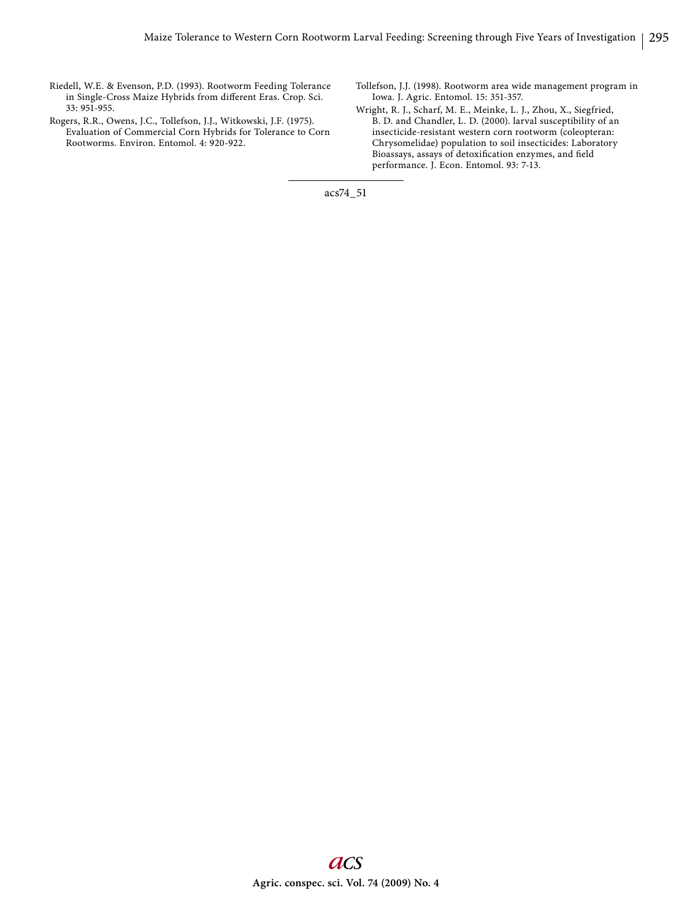Riedell, W.E. & Evenson, P.D. (1993). Rootworm Feeding Tolerance in Single-Cross Maize Hybrids from different Eras. Crop. Sci. 33: 951-955.

Rogers, R.R., Owens, J.C., Tollefson, J.J., Witkowski, J.F. (1975). Evaluation of Commercial Corn Hybrids for Tolerance to Corn Rootworms. Environ. Entomol. 4: 920-922.

Tollefson, J.J. (1998). Rootworm area wide management program in Iowa. J. Agric. Entomol. 15: 351-357.

Wright, R. J., Scharf, M. E., Meinke, L. J., Zhou, X., Siegfried, B. D. and Chandler, L. D. (2000). larval susceptibility of an insecticide-resistant western corn rootworm (coleopteran: Chrysomelidae) population to soil insecticides: Laboratory Bioassays, assays of detoxification enzymes, and field performance. J. Econ. Entomol. 93: 7-13.

acs74_51